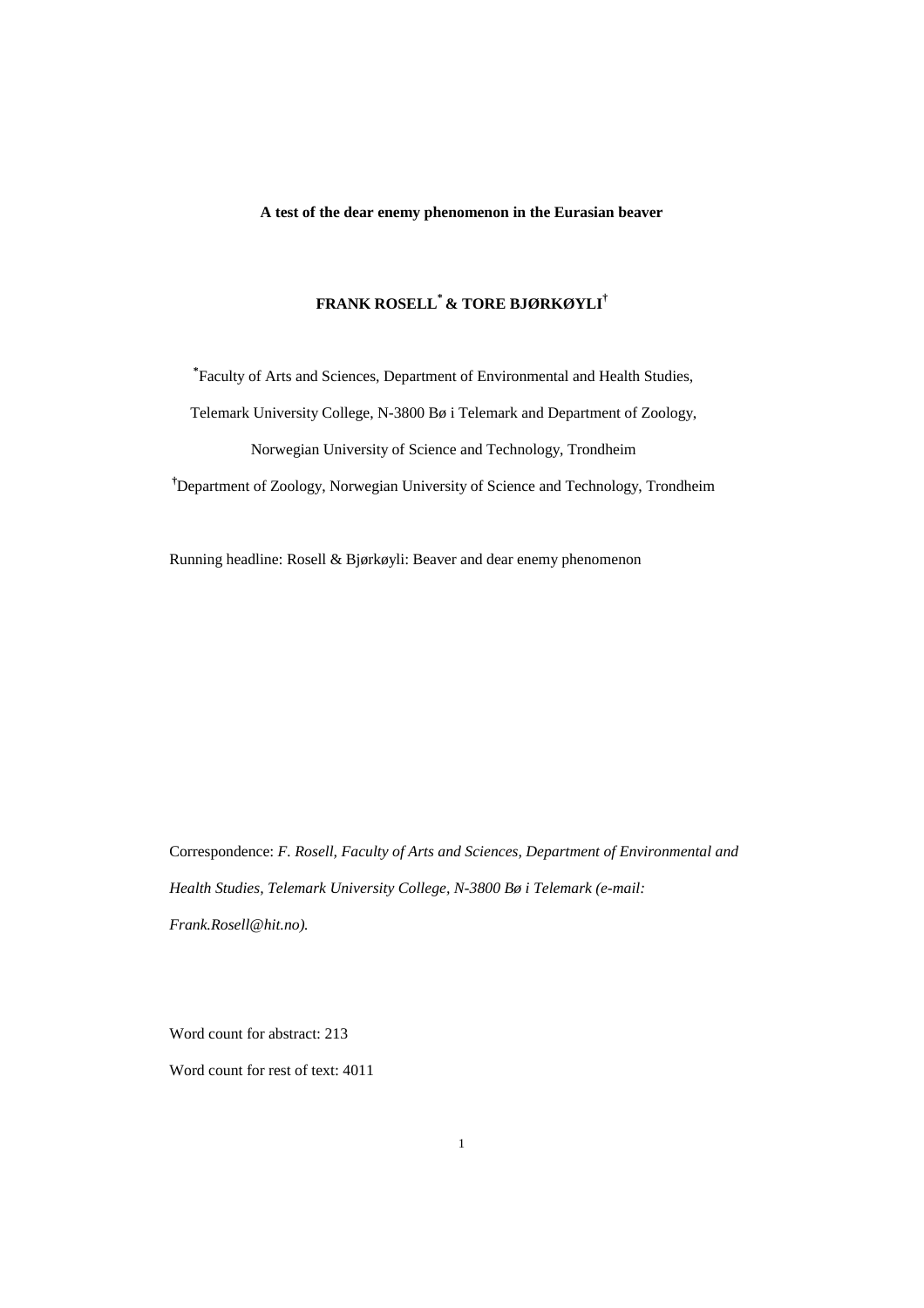**A test of the dear enemy phenomenon in the Eurasian beaver**

**FRANK ROSELL[*] & TORE BJØRKØYLI[†]**

[*]Faculty of Arts and Sciences, Department of Environmental and Health Studies, Telemark University College, N-3800 Bø i Telemark and Department of Zoology, Norwegian University of Science and Technology, Trondheim

[†]Department of Zoology, Norwegian University of Science and Technology, Trondheim

Running headline: Rosell & Bjørkøyli: Beaver and dear enemy phenomenon

Correspondence: *F. Rosell, Faculty of Arts and Sciences, Department of Environmental and Health Studies, Telemark University College, N-3800 Bø i Telemark (e-mail: Frank.Rosell@hit.no).*

Word count for abstract: 213

Word count for rest of text: 4011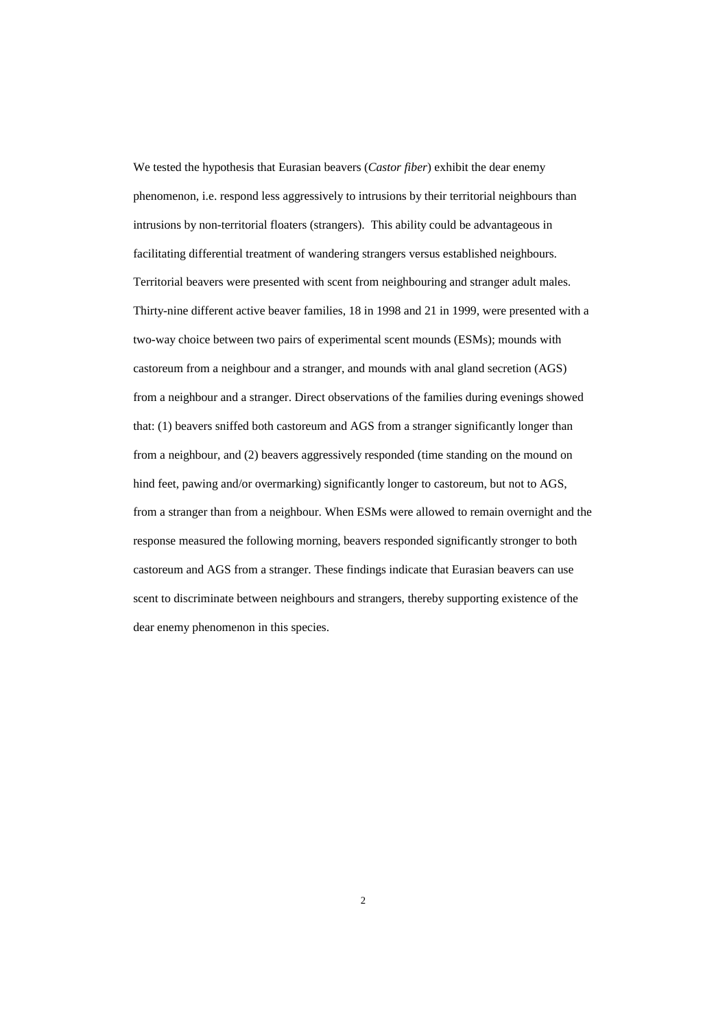We tested the hypothesis that Eurasian beavers (*Castor fiber*) exhibit the dear enemy phenomenon, i.e. respond less aggressively to intrusions by their territorial neighbours than intrusions by non-territorial floaters (strangers). This ability could be advantageous in facilitating differential treatment of wandering strangers versus established neighbours. Territorial beavers were presented with scent from neighbouring and stranger adult males. Thirty-nine different active beaver families, 18 in 1998 and 21 in 1999, were presented with a two-way choice between two pairs of experimental scent mounds (ESMs); mounds with castoreum from a neighbour and a stranger, and mounds with anal gland secretion (AGS) from a neighbour and a stranger. Direct observations of the families during evenings showed that: (1) beavers sniffed both castoreum and AGS from a stranger significantly longer than from a neighbour, and (2) beavers aggressively responded (time standing on the mound on hind feet, pawing and/or overmarking) significantly longer to castoreum, but not to AGS, from a stranger than from a neighbour. When ESMs were allowed to remain overnight and the response measured the following morning, beavers responded significantly stronger to both castoreum and AGS from a stranger. These findings indicate that Eurasian beavers can use scent to discriminate between neighbours and strangers, thereby supporting existence of the dear enemy phenomenon in this species.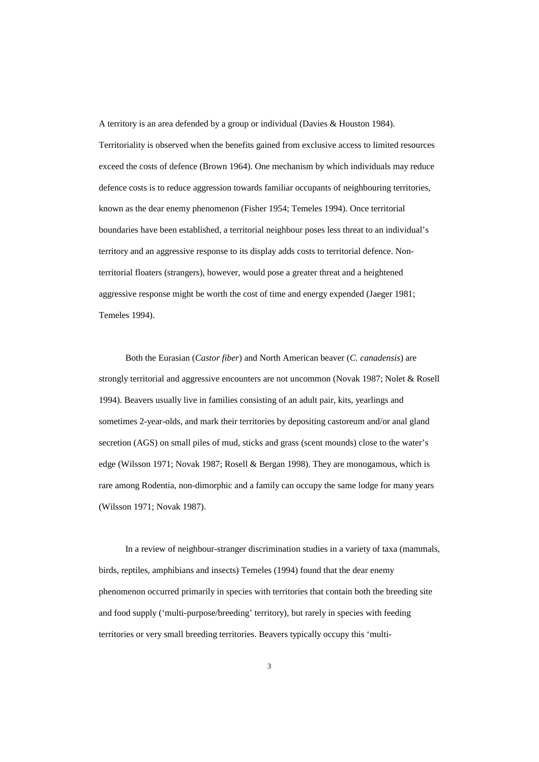A territory is an area defended by a group or individual (Davies & Houston 1984). Territoriality is observed when the benefits gained from exclusive access to limited resources exceed the costs of defence (Brown 1964). One mechanism by which individuals may reduce defence costs is to reduce aggression towards familiar occupants of neighbouring territories, known as the dear enemy phenomenon (Fisher 1954; Temeles 1994). Once territorial boundaries have been established, a territorial neighbour poses less threat to an individual's territory and an aggressive response to its display adds costs to territorial defence. Non-territorial floaters (strangers), however, would pose a greater threat and a heightened aggressive response might be worth the cost of time and energy expended (Jaeger 1981; Temeles 1994).

Both the Eurasian (*Castor fiber*) and North American beaver (*C. canadensis*) are strongly territorial and aggressive encounters are not uncommon (Novak 1987; Nolet & Rosell 1994). Beavers usually live in families consisting of an adult pair, kits, yearlings and sometimes 2-year-olds, and mark their territories by depositing castoreum and/or anal gland secretion (AGS) on small piles of mud, sticks and grass (scent mounds) close to the water's edge (Wilsson 1971; Novak 1987; Rosell & Bergan 1998). They are monogamous, which is rare among Rodentia, non-dimorphic and a family can occupy the same lodge for many years (Wilsson 1971; Novak 1987).

In a review of neighbour-stranger discrimination studies in a variety of taxa (mammals, birds, reptiles, amphibians and insects) Temeles (1994) found that the dear enemy phenomenon occurred primarily in species with territories that contain both the breeding site and food supply ('multi-purpose/breeding' territory), but rarely in species with feeding territories or very small breeding territories. Beavers typically occupy this 'multi-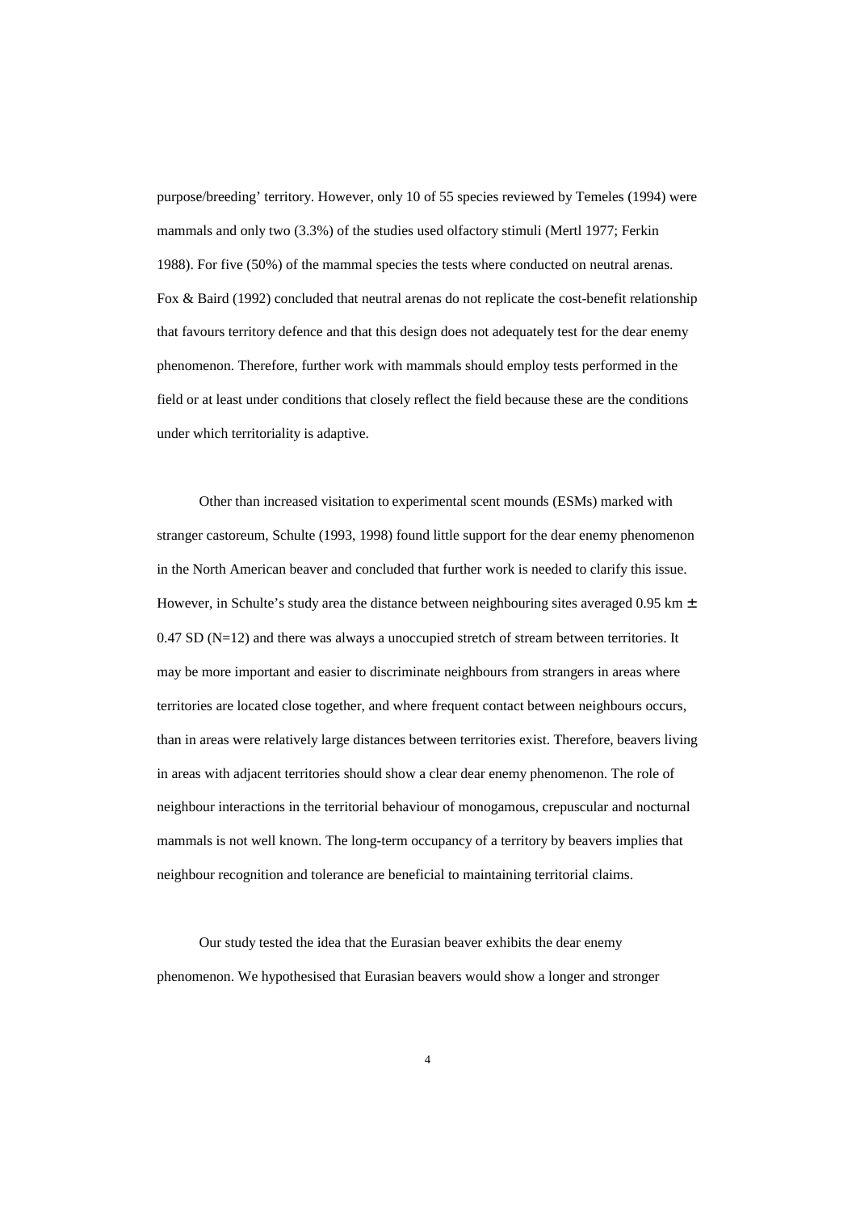purpose/breeding' territory. However, only 10 of 55 species reviewed by Temeles (1994) were mammals and only two (3.3%) of the studies used olfactory stimuli (Mertl 1977; Ferkin 1988). For five (50%) of the mammal species the tests where conducted on neutral arenas. Fox & Baird (1992) concluded that neutral arenas do not replicate the cost-benefit relationship that favours territory defence and that this design does not adequately test for the dear enemy phenomenon. Therefore, further work with mammals should employ tests performed in the field or at least under conditions that closely reflect the field because these are the conditions under which territoriality is adaptive.

Other than increased visitation to experimental scent mounds (ESMs) marked with stranger castoreum, Schulte (1993, 1998) found little support for the dear enemy phenomenon in the North American beaver and concluded that further work is needed to clarify this issue. However, in Schulte's study area the distance between neighbouring sites averaged 0.95 km ± 0.47 SD (N=12) and there was always a unoccupied stretch of stream between territories. It may be more important and easier to discriminate neighbours from strangers in areas where territories are located close together, and where frequent contact between neighbours occurs, than in areas were relatively large distances between territories exist. Therefore, beavers living in areas with adjacent territories should show a clear dear enemy phenomenon. The role of neighbour interactions in the territorial behaviour of monogamous, crepuscular and nocturnal mammals is not well known. The long-term occupancy of a territory by beavers implies that neighbour recognition and tolerance are beneficial to maintaining territorial claims.

Our study tested the idea that the Eurasian beaver exhibits the dear enemy phenomenon. We hypothesised that Eurasian beavers would show a longer and stronger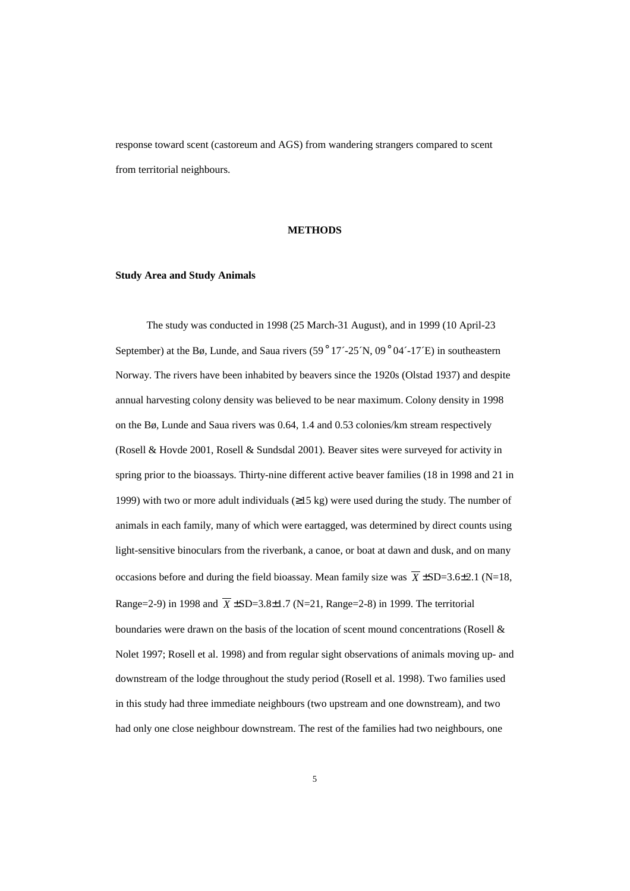response toward scent (castoreum and AGS) from wandering strangers compared to scent from territorial neighbours.

## METHODS

### Study Area and Study Animals

The study was conducted in 1998 (25 March-31 August), and in 1999 (10 April-23 September) at the Bø, Lunde, and Saua rivers (59°17´-25´N, 09°04´-17´E) in southeastern Norway. The rivers have been inhabited by beavers since the 1920s (Olstad 1937) and despite annual harvesting colony density was believed to be near maximum. Colony density in 1998 on the Bø, Lunde and Saua rivers was 0.64, 1.4 and 0.53 colonies/km stream respectively (Rosell & Hovde 2001, Rosell & Sundsdal 2001). Beaver sites were surveyed for activity in spring prior to the bioassays. Thirty-nine different active beaver families (18 in 1998 and 21 in 1999) with two or more adult individuals (≥15 kg) were used during the study. The number of animals in each family, many of which were eartagged, was determined by direct counts using light-sensitive binoculars from the riverbank, a canoe, or boat at dawn and dusk, and on many occasions before and during the field bioassay. Mean family size was $\overline{X} \pm SD=3.6\pm2.1$ (N=18, Range=2-9) in 1998 and $\overline{X} \pm SD=3.8\pm1.7$ (N=21, Range=2-8) in 1999. The territorial boundaries were drawn on the basis of the location of scent mound concentrations (Rosell & Nolet 1997; Rosell et al. 1998) and from regular sight observations of animals moving up- and downstream of the lodge throughout the study period (Rosell et al. 1998). Two families used in this study had three immediate neighbours (two upstream and one downstream), and two had only one close neighbour downstream. The rest of the families had two neighbours, one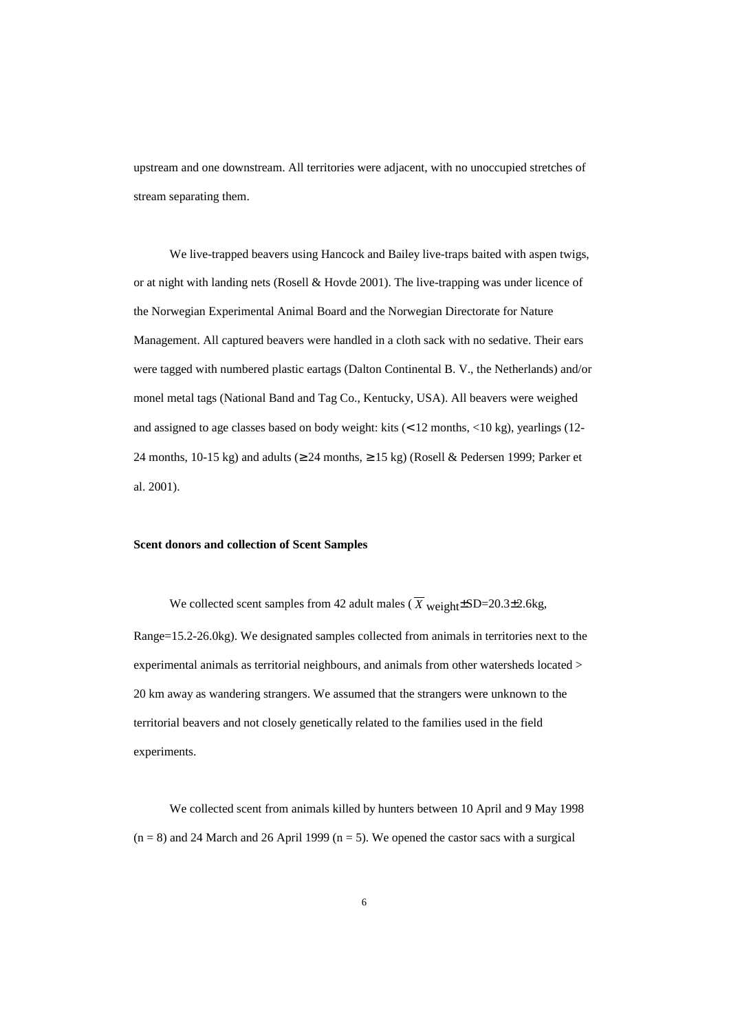upstream and one downstream. All territories were adjacent, with no unoccupied stretches of stream separating them.

We live-trapped beavers using Hancock and Bailey live-traps baited with aspen twigs, or at night with landing nets (Rosell & Hovde 2001). The live-trapping was under licence of the Norwegian Experimental Animal Board and the Norwegian Directorate for Nature Management. All captured beavers were handled in a cloth sack with no sedative. Their ears were tagged with numbered plastic eartags (Dalton Continental B. V., the Netherlands) and/or monel metal tags (National Band and Tag Co., Kentucky, USA). All beavers were weighed and assigned to age classes based on body weight: kits ($<$12 months, <10 kg), yearlings (12-24 months, 10-15 kg) and adults ($\geq$24 months, $\geq$15 kg) (Rosell & Pedersen 1999; Parker et al. 2001).

**Scent donors and collection of Scent Samples**

We collected scent samples from 42 adult males ($\overline{X}_{\text{weight}} \pm$SD=20.3$\pm$2.6kg, Range=15.2-26.0kg). We designated samples collected from animals in territories next to the experimental animals as territorial neighbours, and animals from other watersheds located > 20 km away as wandering strangers. We assumed that the strangers were unknown to the territorial beavers and not closely genetically related to the families used in the field experiments.

We collected scent from animals killed by hunters between 10 April and 9 May 1998 (n = 8) and 24 March and 26 April 1999 (n = 5). We opened the castor sacs with a surgical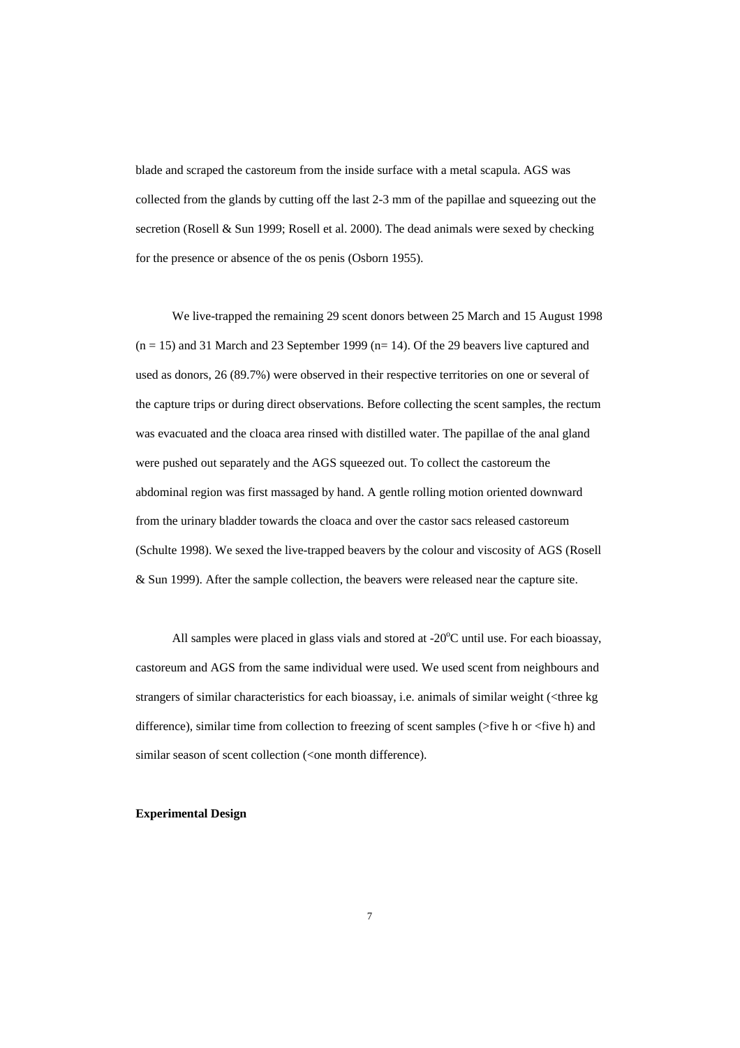blade and scraped the castoreum from the inside surface with a metal scapula. AGS was collected from the glands by cutting off the last 2-3 mm of the papillae and squeezing out the secretion (Rosell & Sun 1999; Rosell et al. 2000). The dead animals were sexed by checking for the presence or absence of the os penis (Osborn 1955).

We live-trapped the remaining 29 scent donors between 25 March and 15 August 1998 ($n = 15$) and 31 March and 23 September 1999 ($n = 14$). Of the 29 beavers live captured and used as donors, 26 (89.7%) were observed in their respective territories on one or several of the capture trips or during direct observations. Before collecting the scent samples, the rectum was evacuated and the cloaca area rinsed with distilled water. The papillae of the anal gland were pushed out separately and the AGS squeezed out. To collect the castoreum the abdominal region was first massaged by hand. A gentle rolling motion oriented downward from the urinary bladder towards the cloaca and over the castor sacs released castoreum (Schulte 1998). We sexed the live-trapped beavers by the colour and viscosity of AGS (Rosell & Sun 1999). After the sample collection, the beavers were released near the capture site.

All samples were placed in glass vials and stored at -20$^{o}$C until use. For each bioassay, castoreum and AGS from the same individual were used. We used scent from neighbours and strangers of similar characteristics for each bioassay, i.e. animals of similar weight (<three kg difference), similar time from collection to freezing of scent samples (>five h or <five h) and similar season of scent collection (<one month difference).

**Experimental Design**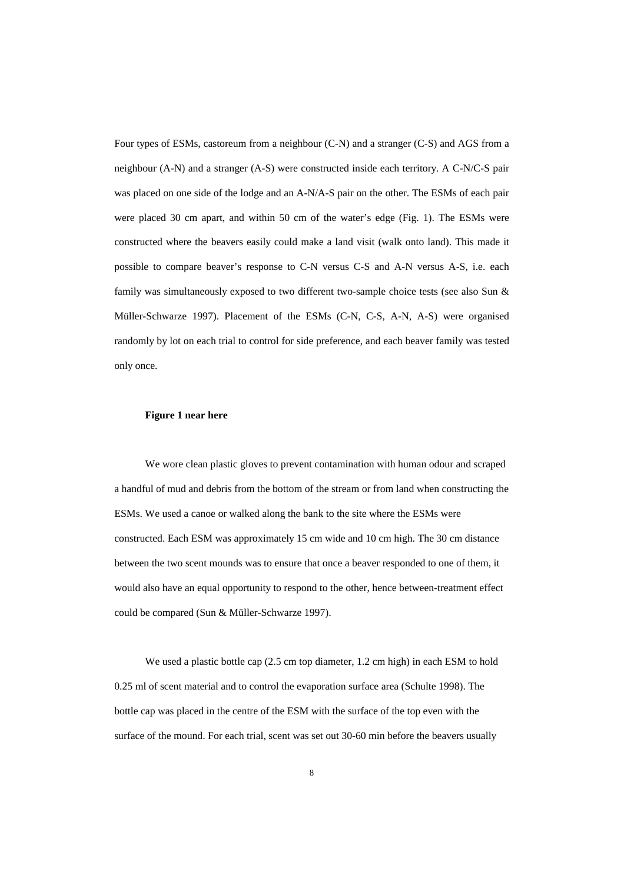Four types of ESMs, castoreum from a neighbour (C-N) and a stranger (C-S) and AGS from a neighbour (A-N) and a stranger (A-S) were constructed inside each territory. A C-N/C-S pair was placed on one side of the lodge and an A-N/A-S pair on the other. The ESMs of each pair were placed 30 cm apart, and within 50 cm of the water's edge (Fig. 1). The ESMs were constructed where the beavers easily could make a land visit (walk onto land). This made it possible to compare beaver's response to C-N versus C-S and A-N versus A-S, i.e. each family was simultaneously exposed to two different two-sample choice tests (see also Sun & Müller-Schwarze 1997). Placement of the ESMs (C-N, C-S, A-N, A-S) were organised randomly by lot on each trial to control for side preference, and each beaver family was tested only once.

**Figure 1 near here**

We wore clean plastic gloves to prevent contamination with human odour and scraped a handful of mud and debris from the bottom of the stream or from land when constructing the ESMs. We used a canoe or walked along the bank to the site where the ESMs were constructed. Each ESM was approximately 15 cm wide and 10 cm high. The 30 cm distance between the two scent mounds was to ensure that once a beaver responded to one of them, it would also have an equal opportunity to respond to the other, hence between-treatment effect could be compared (Sun & Müller-Schwarze 1997).

We used a plastic bottle cap (2.5 cm top diameter, 1.2 cm high) in each ESM to hold 0.25 ml of scent material and to control the evaporation surface area (Schulte 1998). The bottle cap was placed in the centre of the ESM with the surface of the top even with the surface of the mound. For each trial, scent was set out 30-60 min before the beavers usually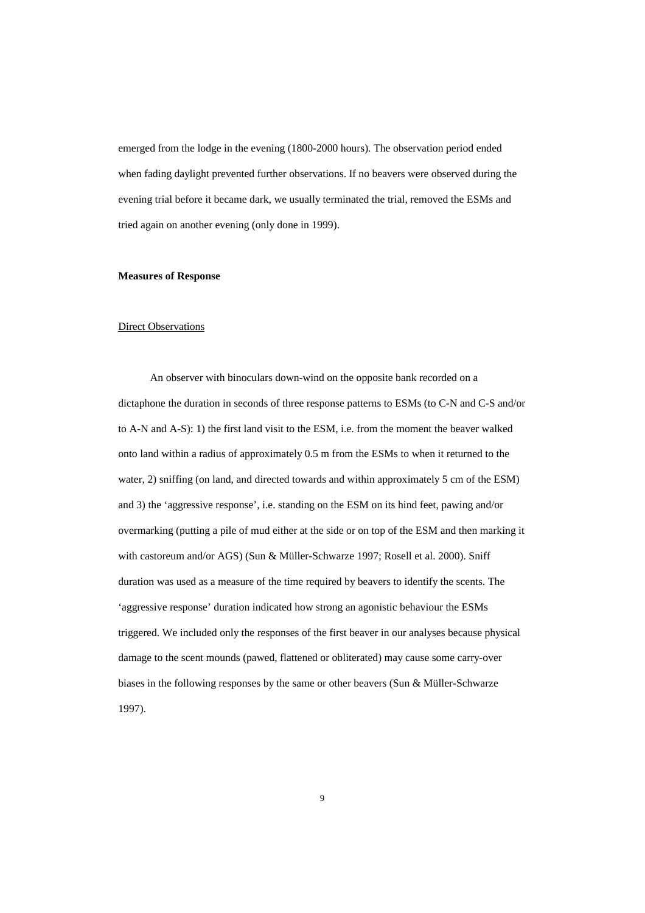emerged from the lodge in the evening (1800-2000 hours). The observation period ended when fading daylight prevented further observations. If no beavers were observed during the evening trial before it became dark, we usually terminated the trial, removed the ESMs and tried again on another evening (only done in 1999).

### Measures of Response

#### Direct Observations

An observer with binoculars down-wind on the opposite bank recorded on a dictaphone the duration in seconds of three response patterns to ESMs (to C-N and C-S and/or to A-N and A-S): 1) the first land visit to the ESM, i.e. from the moment the beaver walked onto land within a radius of approximately 0.5 m from the ESMs to when it returned to the water, 2) sniffing (on land, and directed towards and within approximately 5 cm of the ESM) and 3) the 'aggressive response', i.e. standing on the ESM on its hind feet, pawing and/or overmarking (putting a pile of mud either at the side or on top of the ESM and then marking it with castoreum and/or AGS) (Sun & Müller-Schwarze 1997; Rosell et al. 2000). Sniff duration was used as a measure of the time required by beavers to identify the scents. The 'aggressive response' duration indicated how strong an agonistic behaviour the ESMs triggered. We included only the responses of the first beaver in our analyses because physical damage to the scent mounds (pawed, flattened or obliterated) may cause some carry-over biases in the following responses by the same or other beavers (Sun & Müller-Schwarze 1997).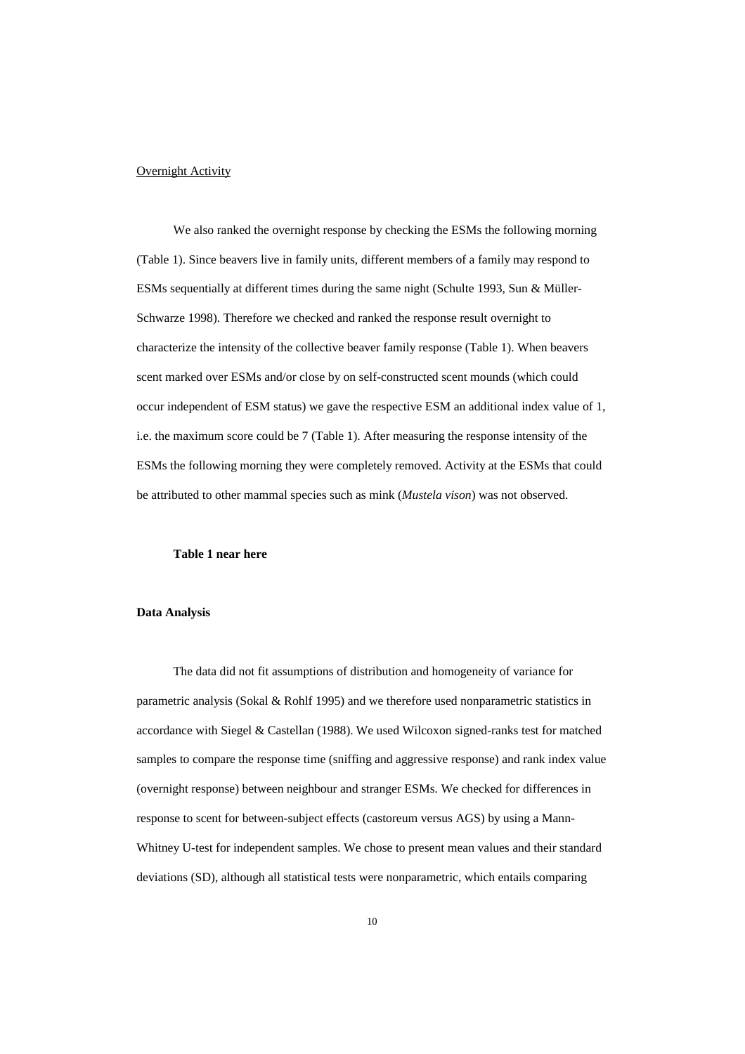Overnight Activity

We also ranked the overnight response by checking the ESMs the following morning (Table 1). Since beavers live in family units, different members of a family may respond to ESMs sequentially at different times during the same night (Schulte 1993, Sun & Müller-Schwarze 1998). Therefore we checked and ranked the response result overnight to characterize the intensity of the collective beaver family response (Table 1). When beavers scent marked over ESMs and/or close by on self-constructed scent mounds (which could occur independent of ESM status) we gave the respective ESM an additional index value of 1, i.e. the maximum score could be 7 (Table 1). After measuring the response intensity of the ESMs the following morning they were completely removed. Activity at the ESMs that could be attributed to other mammal species such as mink (*Mustela vison*) was not observed.

**Table 1 near here**

**Data Analysis**

The data did not fit assumptions of distribution and homogeneity of variance for parametric analysis (Sokal & Rohlf 1995) and we therefore used nonparametric statistics in accordance with Siegel & Castellan (1988). We used Wilcoxon signed-ranks test for matched samples to compare the response time (sniffing and aggressive response) and rank index value (overnight response) between neighbour and stranger ESMs. We checked for differences in response to scent for between-subject effects (castoreum versus AGS) by using a Mann-Whitney U-test for independent samples. We chose to present mean values and their standard deviations (SD), although all statistical tests were nonparametric, which entails comparing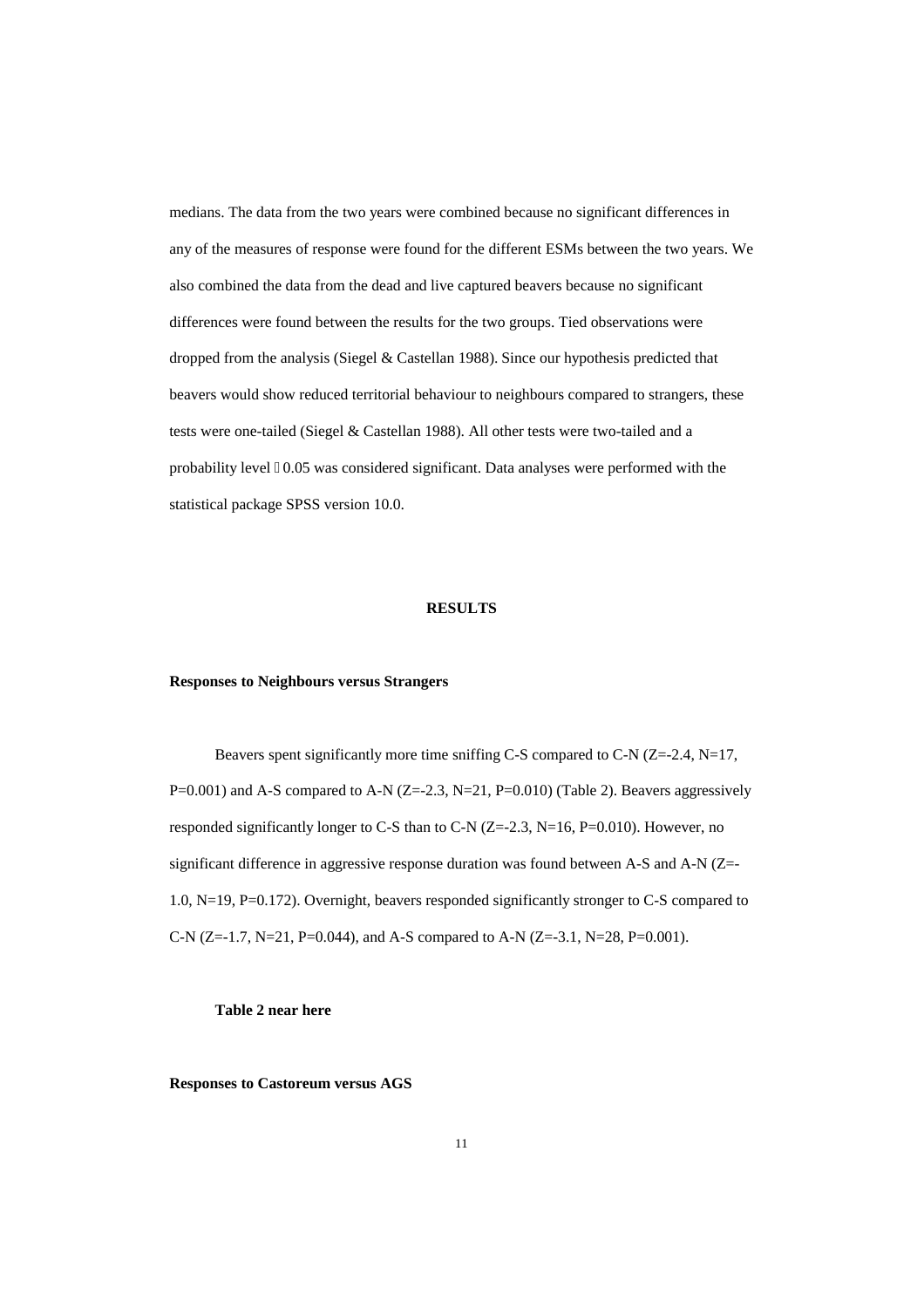medians. The data from the two years were combined because no significant differences in any of the measures of response were found for the different ESMs between the two years. We also combined the data from the dead and live captured beavers because no significant differences were found between the results for the two groups. Tied observations were dropped from the analysis (Siegel & Castellan 1988). Since our hypothesis predicted that beavers would show reduced territorial behaviour to neighbours compared to strangers, these tests were one-tailed (Siegel & Castellan 1988). All other tests were two-tailed and a probability level ≤ 0.05 was considered significant. Data analyses were performed with the statistical package SPSS version 10.0.

## RESULTS

### Responses to Neighbours versus Strangers

Beavers spent significantly more time sniffing C-S compared to C-N (Z=-2.4, N=17, P=0.001) and A-S compared to A-N (Z=-2.3, N=21, P=0.010) (Table 2). Beavers aggressively responded significantly longer to C-S than to C-N (Z=-2.3, N=16, P=0.010). However, no significant difference in aggressive response duration was found between A-S and A-N (Z=-1.0, N=19, P=0.172). Overnight, beavers responded significantly stronger to C-S compared to C-N (Z=-1.7, N=21, P=0.044), and A-S compared to A-N (Z=-3.1, N=28, P=0.001).

**Table 2 near here**

### Responses to Castoreum versus AGS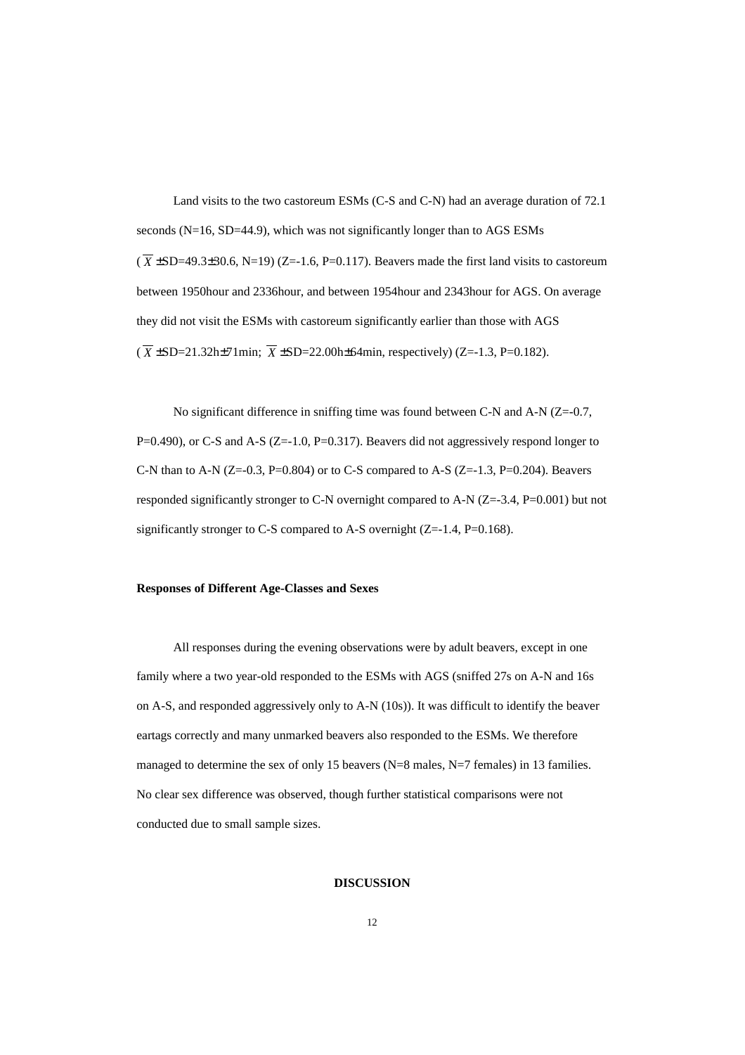Land visits to the two castoreum ESMs (C-S and C-N) had an average duration of 72.1 seconds (N=16, SD=44.9), which was not significantly longer than to AGS ESMs ($\overline{X}$ ±SD=49.3±30.6, N=19) (Z=-1.6, P=0.117). Beavers made the first land visits to castoreum between 1950hour and 2336hour, and between 1954hour and 2343hour for AGS. On average they did not visit the ESMs with castoreum significantly earlier than those with AGS ($\overline{X}$ ±SD=21.32h±71min; $\overline{X}$ ±SD=22.00h±64min, respectively) (Z=-1.3, P=0.182).

No significant difference in sniffing time was found between C-N and A-N (Z=-0.7, P=0.490), or C-S and A-S (Z=-1.0, P=0.317). Beavers did not aggressively respond longer to C-N than to A-N (Z=-0.3, P=0.804) or to C-S compared to A-S (Z=-1.3, P=0.204). Beavers responded significantly stronger to C-N overnight compared to A-N (Z=-3.4, P=0.001) but not significantly stronger to C-S compared to A-S overnight (Z=-1.4, P=0.168).

### Responses of Different Age-Classes and Sexes

All responses during the evening observations were by adult beavers, except in one family where a two year-old responded to the ESMs with AGS (sniffed 27s on A-N and 16s on A-S, and responded aggressively only to A-N (10s)). It was difficult to identify the beaver eartags correctly and many unmarked beavers also responded to the ESMs. We therefore managed to determine the sex of only 15 beavers (N=8 males, N=7 females) in 13 families. No clear sex difference was observed, though further statistical comparisons were not conducted due to small sample sizes.

## DISCUSSION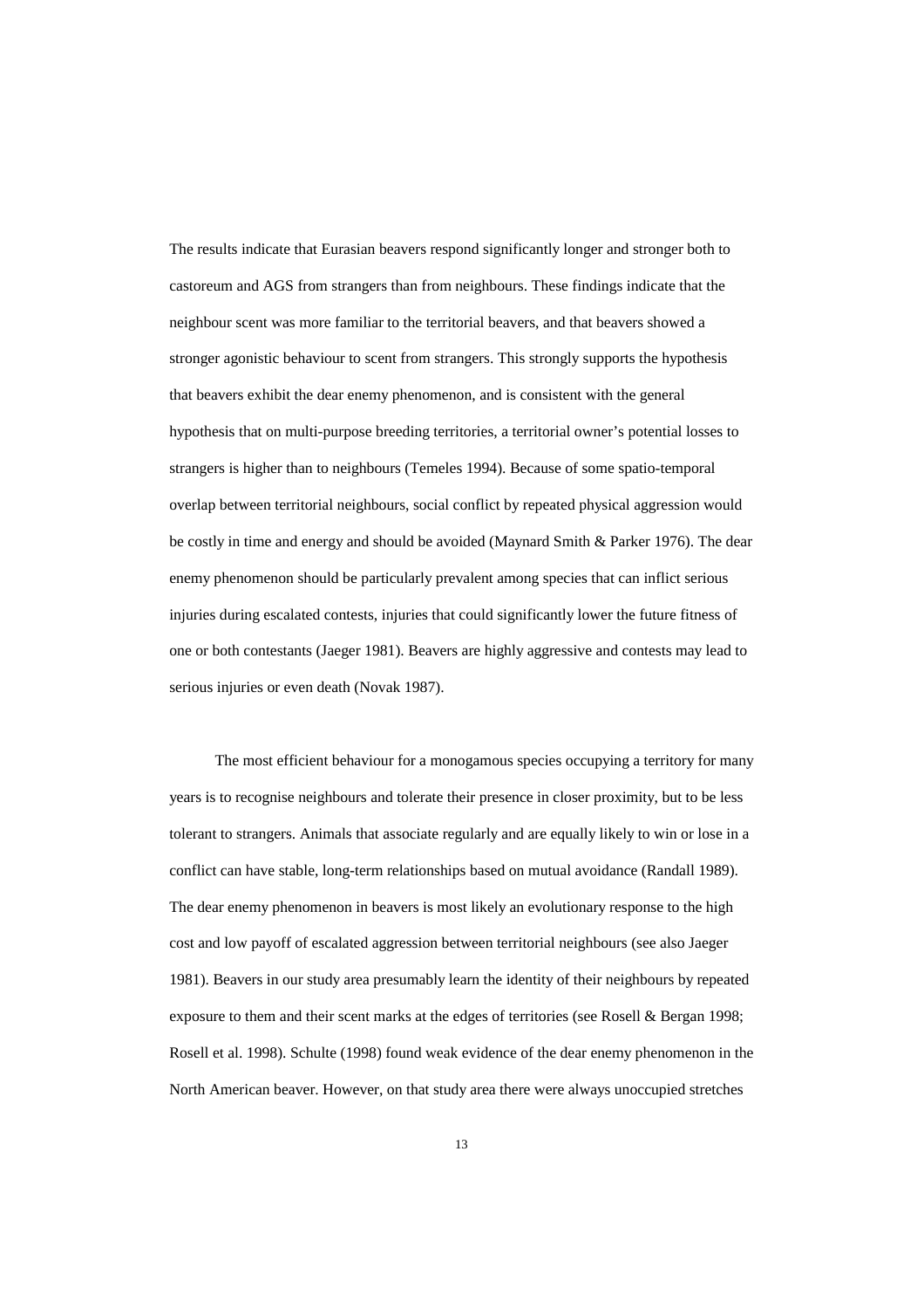The results indicate that Eurasian beavers respond significantly longer and stronger both to castoreum and AGS from strangers than from neighbours. These findings indicate that the neighbour scent was more familiar to the territorial beavers, and that beavers showed a stronger agonistic behaviour to scent from strangers. This strongly supports the hypothesis that beavers exhibit the dear enemy phenomenon, and is consistent with the general hypothesis that on multi-purpose breeding territories, a territorial owner's potential losses to strangers is higher than to neighbours (Temeles 1994). Because of some spatio-temporal overlap between territorial neighbours, social conflict by repeated physical aggression would be costly in time and energy and should be avoided (Maynard Smith & Parker 1976). The dear enemy phenomenon should be particularly prevalent among species that can inflict serious injuries during escalated contests, injuries that could significantly lower the future fitness of one or both contestants (Jaeger 1981). Beavers are highly aggressive and contests may lead to serious injuries or even death (Novak 1987).

The most efficient behaviour for a monogamous species occupying a territory for many years is to recognise neighbours and tolerate their presence in closer proximity, but to be less tolerant to strangers. Animals that associate regularly and are equally likely to win or lose in a conflict can have stable, long-term relationships based on mutual avoidance (Randall 1989). The dear enemy phenomenon in beavers is most likely an evolutionary response to the high cost and low payoff of escalated aggression between territorial neighbours (see also Jaeger 1981). Beavers in our study area presumably learn the identity of their neighbours by repeated exposure to them and their scent marks at the edges of territories (see Rosell & Bergan 1998; Rosell et al. 1998). Schulte (1998) found weak evidence of the dear enemy phenomenon in the North American beaver. However, on that study area there were always unoccupied stretches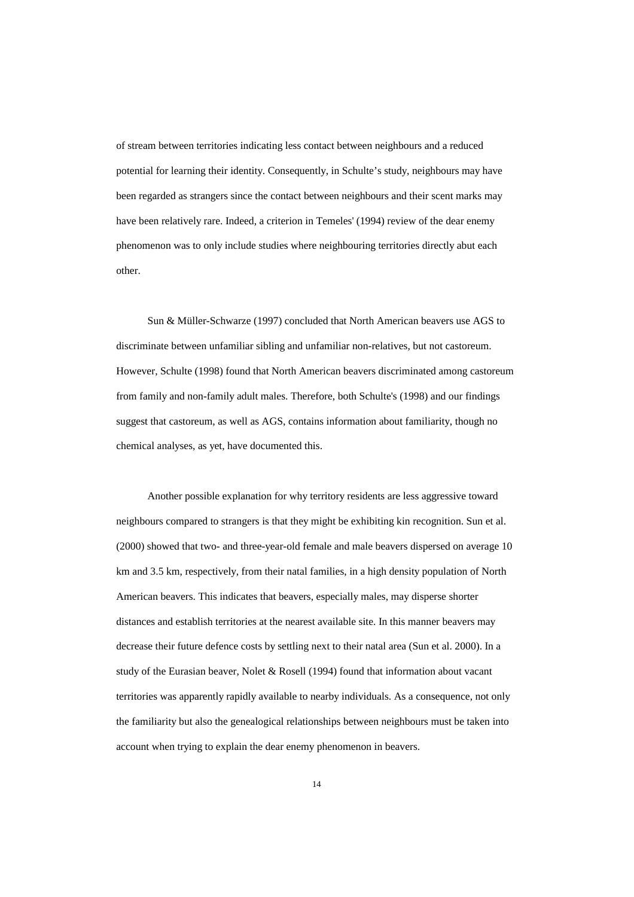of stream between territories indicating less contact between neighbours and a reduced potential for learning their identity. Consequently, in Schulte's study, neighbours may have been regarded as strangers since the contact between neighbours and their scent marks may have been relatively rare. Indeed, a criterion in Temeles' (1994) review of the dear enemy phenomenon was to only include studies where neighbouring territories directly abut each other.

Sun & Müller-Schwarze (1997) concluded that North American beavers use AGS to discriminate between unfamiliar sibling and unfamiliar non-relatives, but not castoreum. However, Schulte (1998) found that North American beavers discriminated among castoreum from family and non-family adult males. Therefore, both Schulte's (1998) and our findings suggest that castoreum, as well as AGS, contains information about familiarity, though no chemical analyses, as yet, have documented this.

Another possible explanation for why territory residents are less aggressive toward neighbours compared to strangers is that they might be exhibiting kin recognition. Sun et al. (2000) showed that two- and three-year-old female and male beavers dispersed on average 10 km and 3.5 km, respectively, from their natal families, in a high density population of North American beavers. This indicates that beavers, especially males, may disperse shorter distances and establish territories at the nearest available site. In this manner beavers may decrease their future defence costs by settling next to their natal area (Sun et al. 2000). In a study of the Eurasian beaver, Nolet & Rosell (1994) found that information about vacant territories was apparently rapidly available to nearby individuals. As a consequence, not only the familiarity but also the genealogical relationships between neighbours must be taken into account when trying to explain the dear enemy phenomenon in beavers.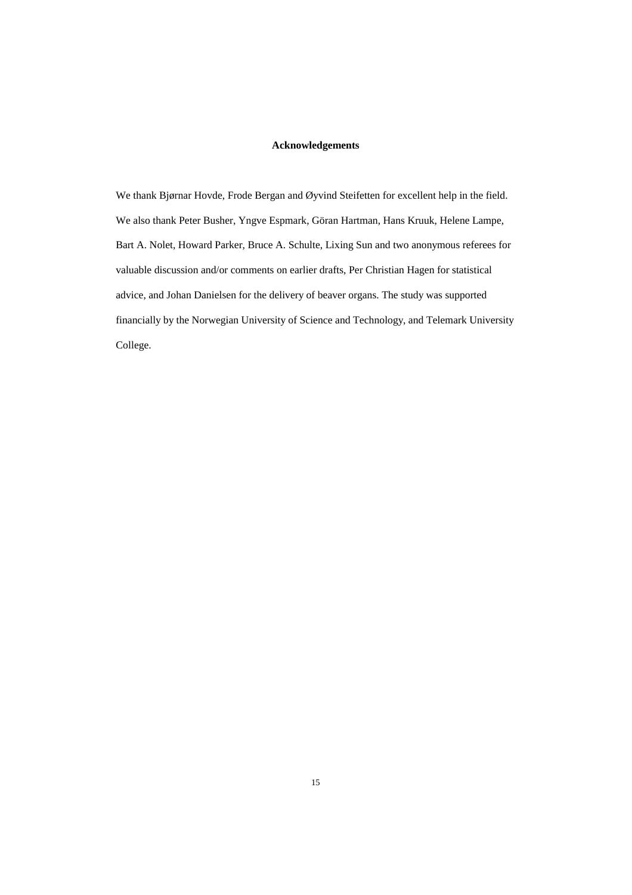## Acknowledgements

We thank Bjørnar Hovde, Frode Bergan and Øyvind Steifetten for excellent help in the field. We also thank Peter Busher, Yngve Espmark, Göran Hartman, Hans Kruuk, Helene Lampe, Bart A. Nolet, Howard Parker, Bruce A. Schulte, Lixing Sun and two anonymous referees for valuable discussion and/or comments on earlier drafts, Per Christian Hagen for statistical advice, and Johan Danielsen for the delivery of beaver organs. The study was supported financially by the Norwegian University of Science and Technology, and Telemark University College.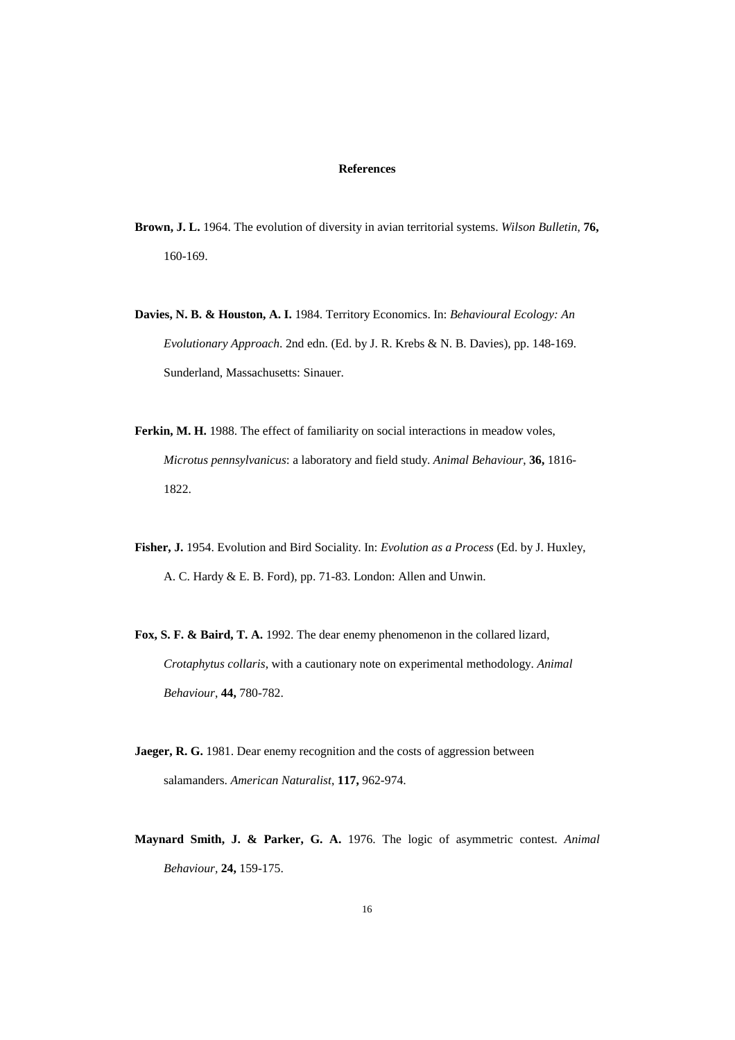## References

**Brown, J. L.** 1964. The evolution of diversity in avian territorial systems. *Wilson Bulletin*, **76,** 160-169.

**Davies, N. B. & Houston, A. I.** 1984. Territory Economics. In: *Behavioural Ecology: An Evolutionary Approach*. 2nd edn. (Ed. by J. R. Krebs & N. B. Davies), pp. 148-169. Sunderland, Massachusetts: Sinauer.

**Ferkin, M. H.** 1988. The effect of familiarity on social interactions in meadow voles, *Microtus pennsylvanicus*: a laboratory and field study. *Animal Behaviour*, **36,** 1816-1822.

**Fisher, J.** 1954. Evolution and Bird Sociality. In: *Evolution as a Process* (Ed. by J. Huxley, A. C. Hardy & E. B. Ford), pp. 71-83. London: Allen and Unwin.

**Fox, S. F. & Baird, T. A.** 1992. The dear enemy phenomenon in the collared lizard, *Crotaphytus collaris*, with a cautionary note on experimental methodology. *Animal Behaviour*, **44,** 780-782.

**Jaeger, R. G.** 1981. Dear enemy recognition and the costs of aggression between salamanders. *American Naturalist*, **117,** 962-974.

**Maynard Smith, J. & Parker, G. A.** 1976. The logic of asymmetric contest. *Animal Behaviour*, **24,** 159-175.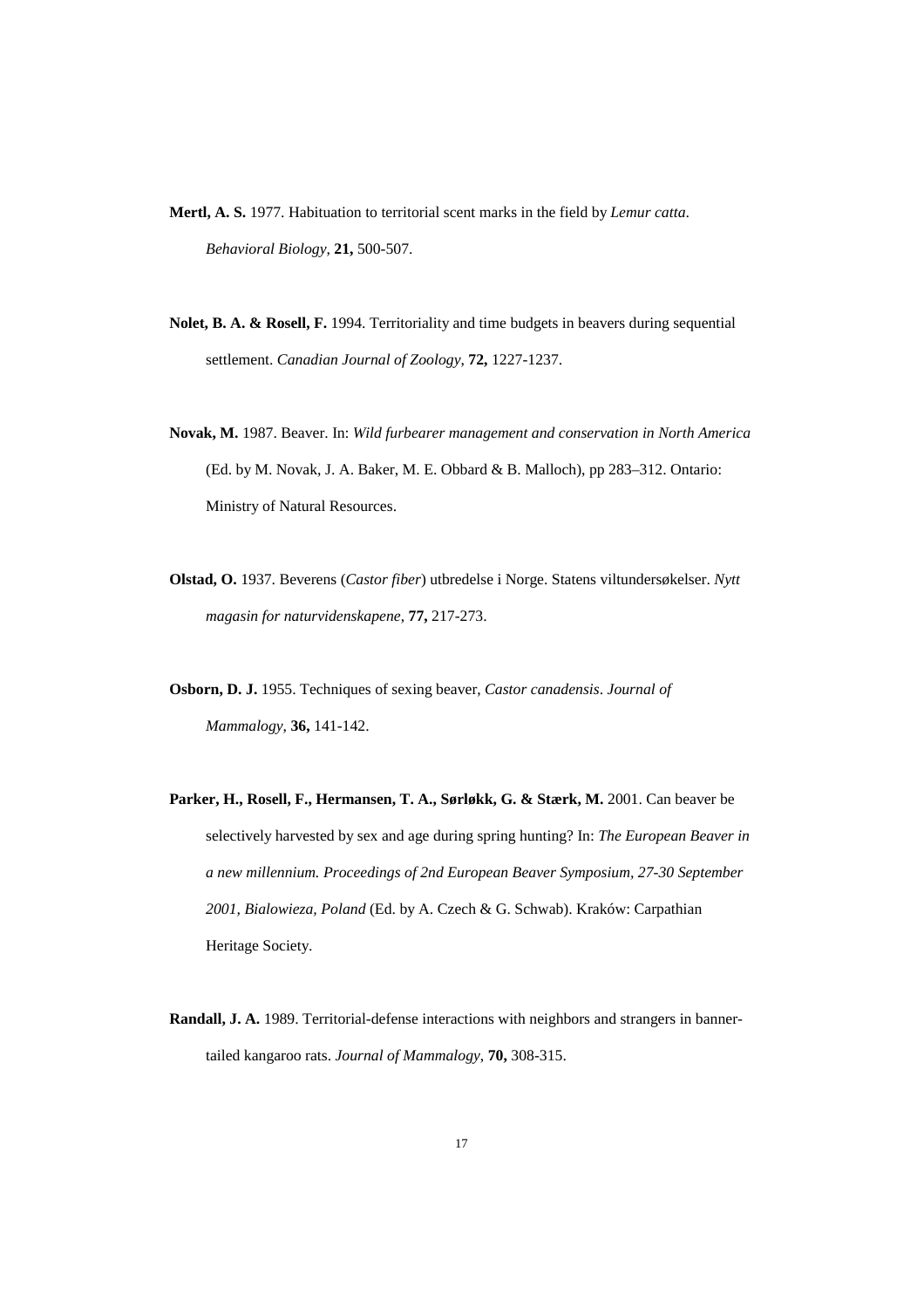**Mertl, A. S.** 1977. Habituation to territorial scent marks in the field by *Lemur catta*. *Behavioral Biology*, **21,** 500-507.

**Nolet, B. A. & Rosell, F.** 1994. Territoriality and time budgets in beavers during sequential settlement. *Canadian Journal of Zoology*, **72,** 1227-1237.

**Novak, M.** 1987. Beaver. In: *Wild furbearer management and conservation in North America* (Ed. by M. Novak, J. A. Baker, M. E. Obbard & B. Malloch), pp 283–312. Ontario: Ministry of Natural Resources.

**Olstad, O.** 1937. Beverens (*Castor fiber*) utbredelse i Norge. Statens viltundersøkelser. *Nytt magasin for naturvidenskapene*, **77,** 217-273.

**Osborn, D. J.** 1955. Techniques of sexing beaver, *Castor canadensis*. *Journal of Mammalogy*, **36,** 141-142.

**Parker, H., Rosell, F., Hermansen, T. A., Sørløkk, G. & Stærk, M.** 2001. Can beaver be selectively harvested by sex and age during spring hunting? In: *The European Beaver in a new millennium. Proceedings of 2nd European Beaver Symposium, 27-30 September 2001, Bialowieza, Poland* (Ed. by A. Czech & G. Schwab). Kraków: Carpathian Heritage Society.

**Randall, J. A.** 1989. Territorial-defense interactions with neighbors and strangers in banner-tailed kangaroo rats. *Journal of Mammalogy*, **70,** 308-315.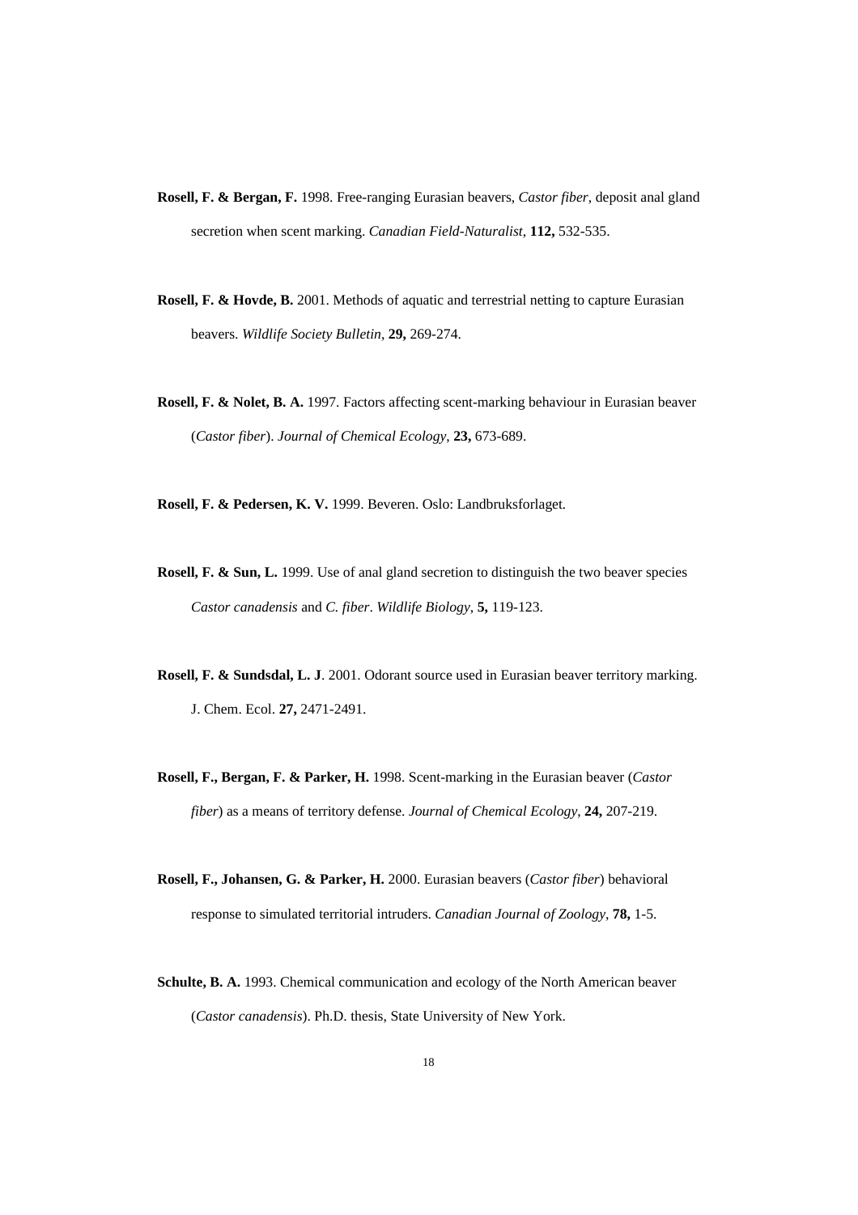**Rosell, F. & Bergan, F.** 1998. Free-ranging Eurasian beavers, *Castor fiber*, deposit anal gland secretion when scent marking. *Canadian Field-Naturalist*, **112,** 532-535.

**Rosell, F. & Hovde, B.** 2001. Methods of aquatic and terrestrial netting to capture Eurasian beavers. *Wildlife Society Bulletin*, **29,** 269-274.

**Rosell, F. & Nolet, B. A.** 1997. Factors affecting scent-marking behaviour in Eurasian beaver (*Castor fiber*). *Journal of Chemical Ecology*, **23,** 673-689.

**Rosell, F. & Pedersen, K. V.** 1999. Beveren. Oslo: Landbruksforlaget.

**Rosell, F. & Sun, L.** 1999. Use of anal gland secretion to distinguish the two beaver species *Castor canadensis* and *C. fiber*. *Wildlife Biology*, **5,** 119-123.

**Rosell, F. & Sundsdal, L. J**. 2001. Odorant source used in Eurasian beaver territory marking. J. Chem. Ecol. **27,** 2471-2491.

**Rosell, F., Bergan, F. & Parker, H.** 1998. Scent-marking in the Eurasian beaver (*Castor fiber*) as a means of territory defense. *Journal of Chemical Ecology*, **24,** 207-219.

**Rosell, F., Johansen, G. & Parker, H.** 2000. Eurasian beavers (*Castor fiber*) behavioral response to simulated territorial intruders. *Canadian Journal of Zoology*, **78,** 1-5.

**Schulte, B. A.** 1993. Chemical communication and ecology of the North American beaver (*Castor canadensis*). Ph.D. thesis, State University of New York.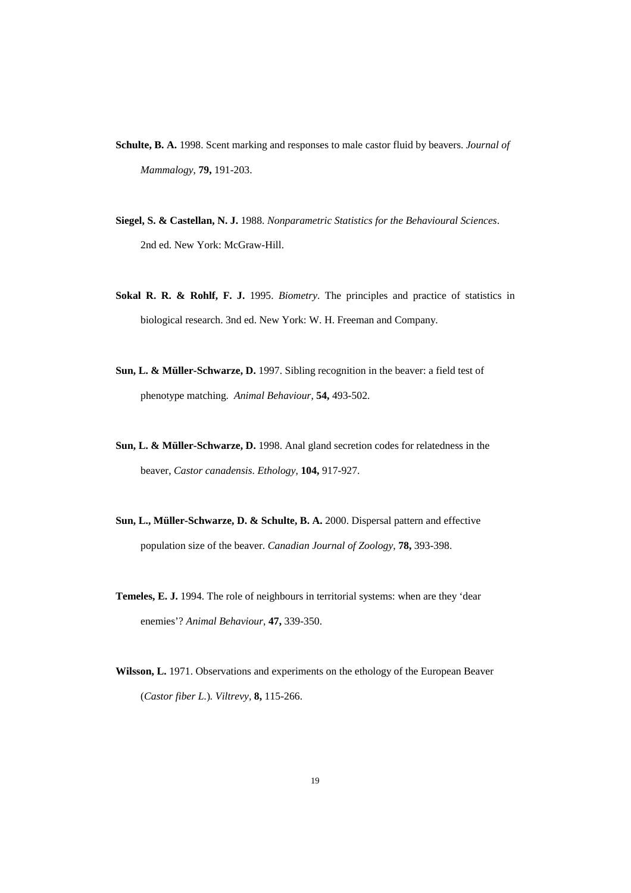**Schulte, B. A.** 1998. Scent marking and responses to male castor fluid by beavers. *Journal of Mammalogy*, **79,** 191-203.

**Siegel, S. & Castellan, N. J.** 1988. *Nonparametric Statistics for the Behavioural Sciences*. 2nd ed. New York: McGraw-Hill.

**Sokal R. R. & Rohlf, F. J.** 1995. *Biometry*. The principles and practice of statistics in biological research. 3nd ed. New York: W. H. Freeman and Company.

**Sun, L. & Müller-Schwarze, D.** 1997. Sibling recognition in the beaver: a field test of phenotype matching. *Animal Behaviour*, **54,** 493-502.

**Sun, L. & Müller-Schwarze, D.** 1998. Anal gland secretion codes for relatedness in the beaver, *Castor canadensis*. *Ethology*, **104,** 917-927.

**Sun, L., Müller-Schwarze, D. & Schulte, B. A.** 2000. Dispersal pattern and effective population size of the beaver. *Canadian Journal of Zoology*, **78,** 393-398.

**Temeles, E. J.** 1994. The role of neighbours in territorial systems: when are they 'dear enemies'? *Animal Behaviour*, **47,** 339-350.

**Wilsson, L.** 1971. Observations and experiments on the ethology of the European Beaver (*Castor fiber L.*). *Viltrevy*, **8,** 115-266.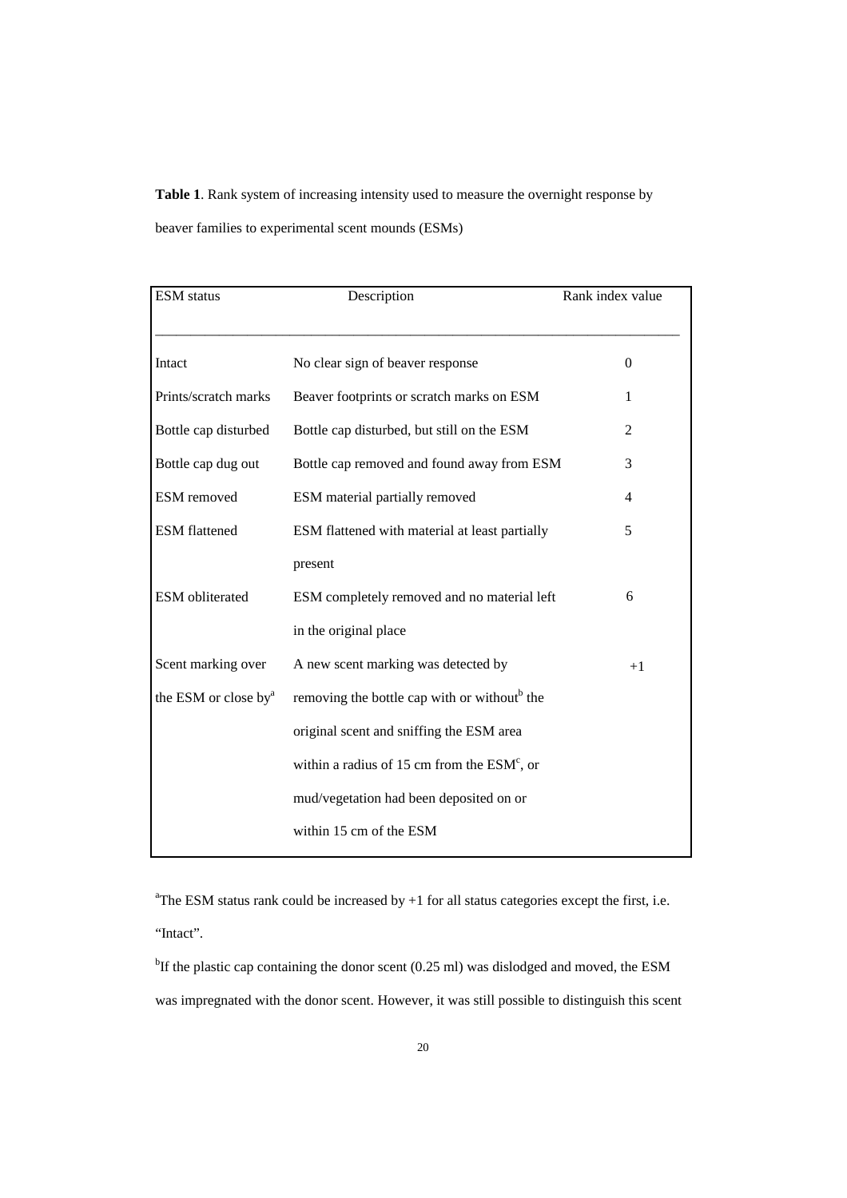**Table 1**. Rank system of increasing intensity used to measure the overnight response by beaver families to experimental scent mounds (ESMs)

| ESM status | Description | Rank index value |
|---|---|---|
| Intact | No clear sign of beaver response | 0 |
| Prints/scratch marks | Beaver footprints or scratch marks on ESM | 1 |
| Bottle cap disturbed | Bottle cap disturbed, but still on the ESM | 2 |
| Bottle cap dug out | Bottle cap removed and found away from ESM | 3 |
| ESM removed | ESM material partially removed | 4 |
| ESM flattened | ESM flattened with material at least partially present | 5 |
| ESM obliterated | ESM completely removed and no material left in the original place | 6 |
| Scent marking over the ESM or close by[a] | A new scent marking was detected by removing the bottle cap with or without[b] the original scent and sniffing the ESM area within a radius of 15 cm from the ESM[c], or mud/vegetation had been deposited on or within 15 cm of the ESM | +1 |

[a]The ESM status rank could be increased by +1 for all status categories except the first, i.e. "Intact".

[b]If the plastic cap containing the donor scent (0.25 ml) was dislodged and moved, the ESM was impregnated with the donor scent. However, it was still possible to distinguish this scent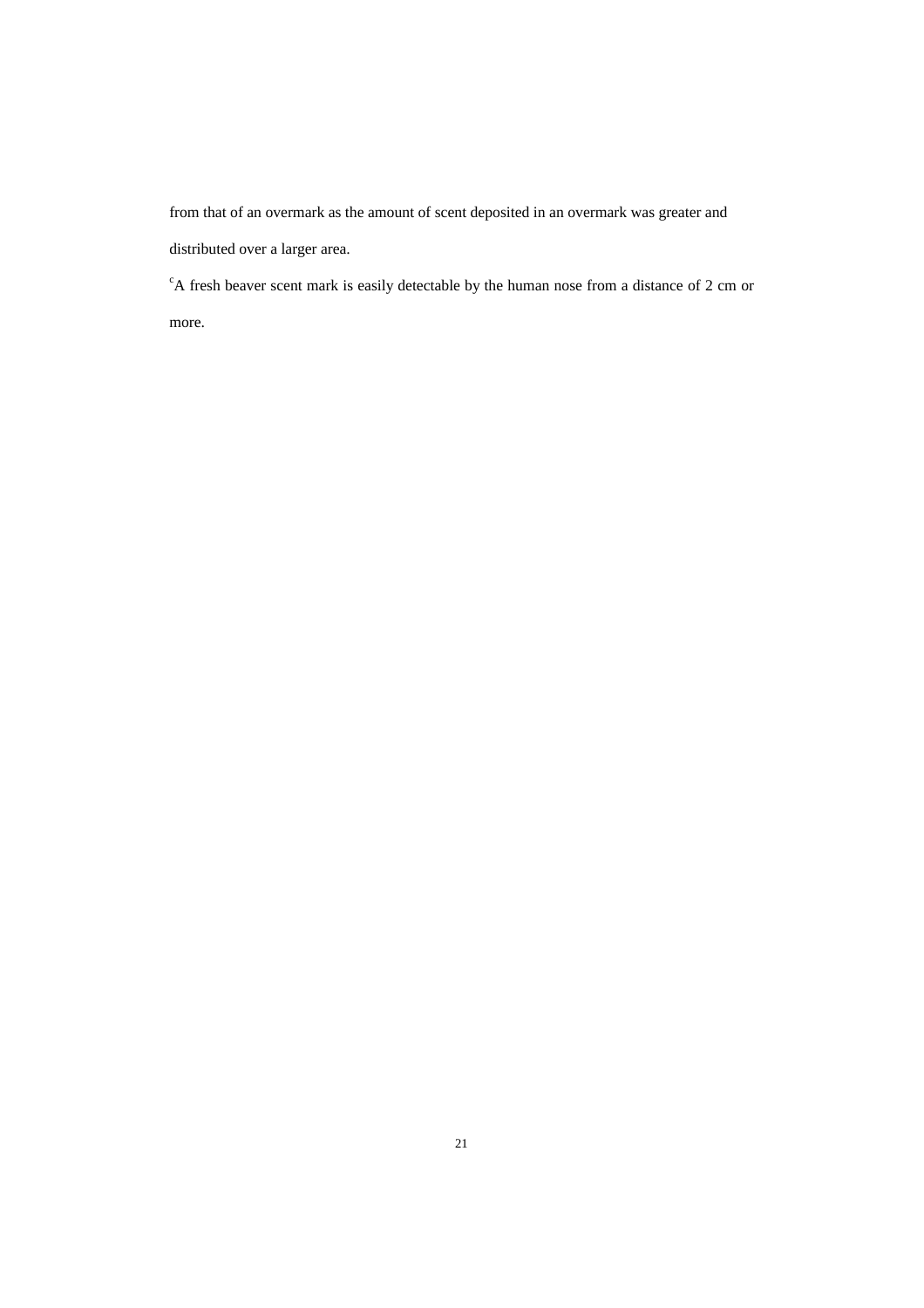from that of an overmark as the amount of scent deposited in an overmark was greater and distributed over a larger area.

[c]A fresh beaver scent mark is easily detectable by the human nose from a distance of 2 cm or more.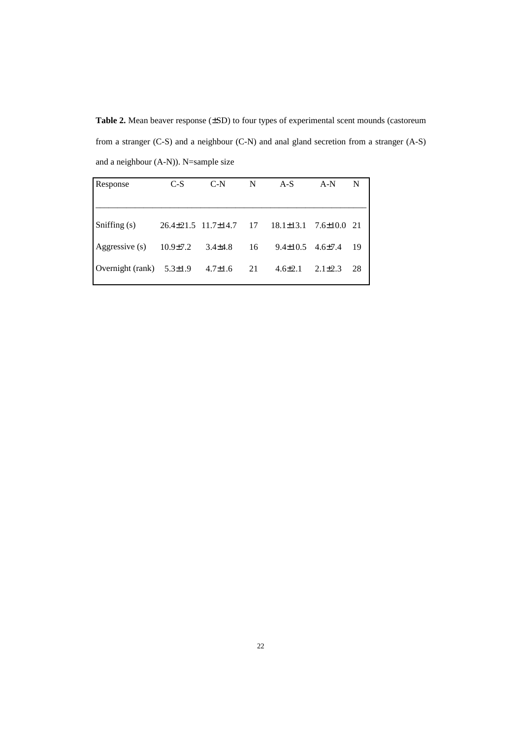**Table 2.** Mean beaver response (±SD) to four types of experimental scent mounds (castoreum from a stranger (C-S) and a neighbour (C-N) and anal gland secretion from a stranger (A-S) and a neighbour (A-N)). N=sample size

| Response | C-S | C-N | N | A-S | A-N | N |
|---|---|---|---|---|---|---|
| Sniffing (s) | 26.4±21.5 | 11.7±14.7 | 17 | 18.1±13.1 | 7.6±10.0 | 21 |
| Aggressive (s) | 10.9±7.2 | 3.4±4.8 | 16 | 9.4±10.5 | 4.6±7.4 | 19 |
| Overnight (rank) | 5.3±1.9 | 4.7±1.6 | 21 | 4.6±2.1 | 2.1±2.3 | 28 |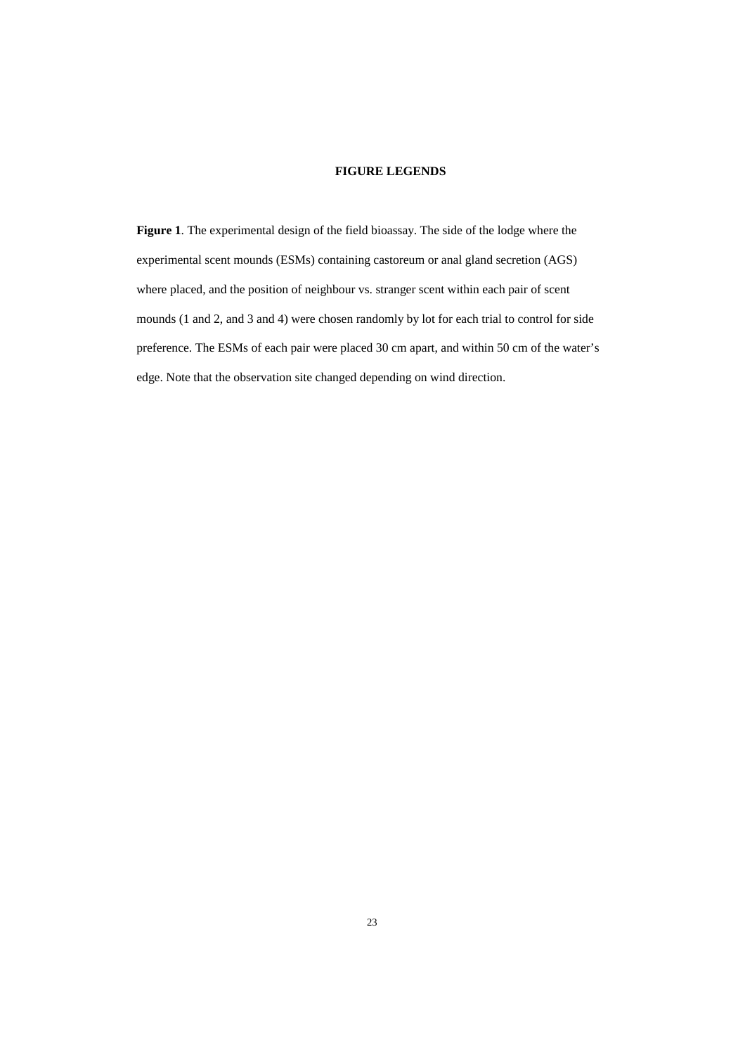## FIGURE LEGENDS

**Figure 1**. The experimental design of the field bioassay. The side of the lodge where the experimental scent mounds (ESMs) containing castoreum or anal gland secretion (AGS) where placed, and the position of neighbour vs. stranger scent within each pair of scent mounds (1 and 2, and 3 and 4) were chosen randomly by lot for each trial to control for side preference. The ESMs of each pair were placed 30 cm apart, and within 50 cm of the water's edge. Note that the observation site changed depending on wind direction.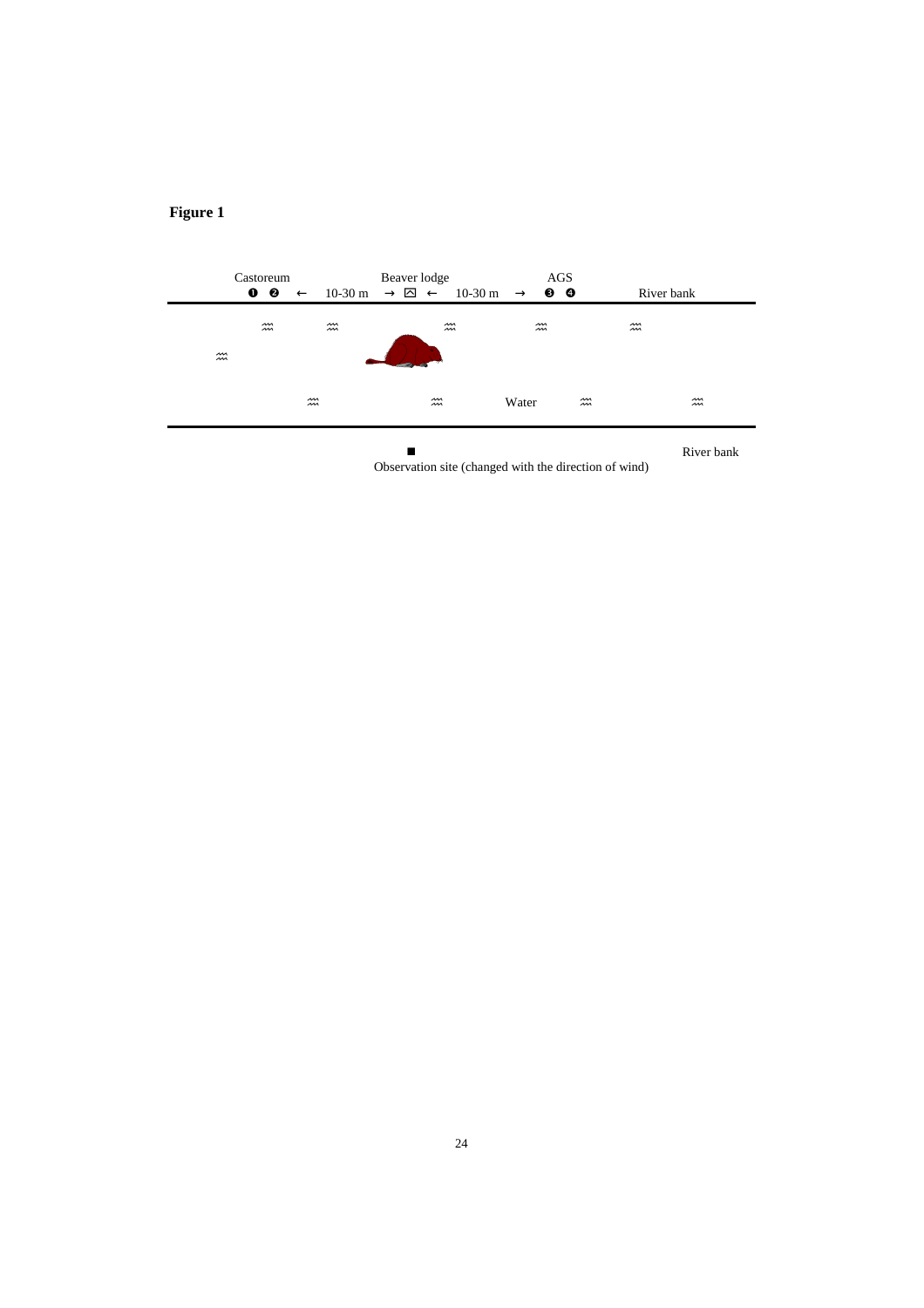**Figure 1**

Castoreum

❶ ❷ ← 10-30 m → ⍓ ← 10-30 m → ❸ ❹

Beaver lodge

AGS

River bank

Water

River bank

■

Observation site (changed with the direction of wind)